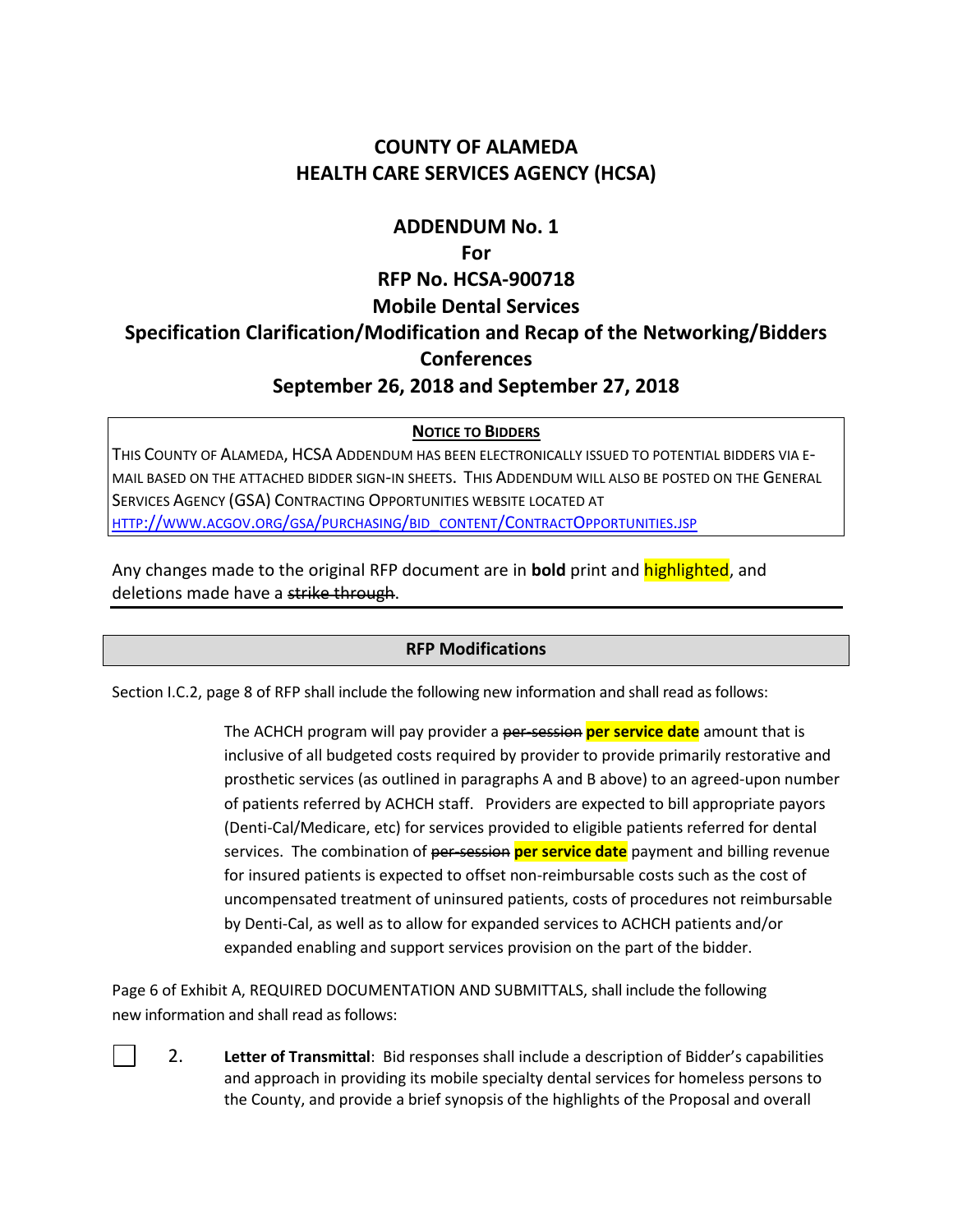# COUNTY OF ALAMEDA
# HEALTH CARE SERVICES AGENCY (HCSA)

## ADDENDUM No. 1
## For
## RFP No. HCSA-900718
## Mobile Dental Services
## Specification Clarification/Modification and Recap of the Networking/Bidders Conferences
## September 26, 2018 and September 27, 2018

**NOTICE TO BIDDERS**

THIS COUNTY OF ALAMEDA, HCSA ADDENDUM HAS BEEN ELECTRONICALLY ISSUED TO POTENTIAL BIDDERS VIA E-MAIL BASED ON THE ATTACHED BIDDER SIGN-IN SHEETS. THIS ADDENDUM WILL ALSO BE POSTED ON THE GENERAL SERVICES AGENCY (GSA) CONTRACTING OPPORTUNITIES WEBSITE LOCATED AT HTTP://WWW.ACGOV.ORG/GSA/PURCHASING/BID_CONTENT/CONTRACTOPPORTUNITIES.JSP

Any changes made to the original RFP document are in **bold** print and highlighted, and deletions made have a ~~strike through~~.

---

**RFP Modifications**

Section I.C.2, page 8 of RFP shall include the following new information and shall read as follows:

> The ACHCH program will pay provider a ~~per-session~~ **per service date** amount that is inclusive of all budgeted costs required by provider to provide primarily restorative and prosthetic services (as outlined in paragraphs A and B above) to an agreed-upon number of patients referred by ACHCH staff. Providers are expected to bill appropriate payors (Denti-Cal/Medicare, etc) for services provided to eligible patients referred for dental services. The combination of ~~per-session~~ **per service date** payment and billing revenue for insured patients is expected to offset non-reimbursable costs such as the cost of uncompensated treatment of uninsured patients, costs of procedures not reimbursable by Denti-Cal, as well as to allow for expanded services to ACHCH patients and/or expanded enabling and support services provision on the part of the bidder.

Page 6 of Exhibit A, REQUIRED DOCUMENTATION AND SUBMITTALS, shall include the following new information and shall read as follows:

☐ 2. **Letter of Transmittal**: Bid responses shall include a description of Bidder's capabilities and approach in providing its mobile specialty dental services for homeless persons to the County, and provide a brief synopsis of the highlights of the Proposal and overall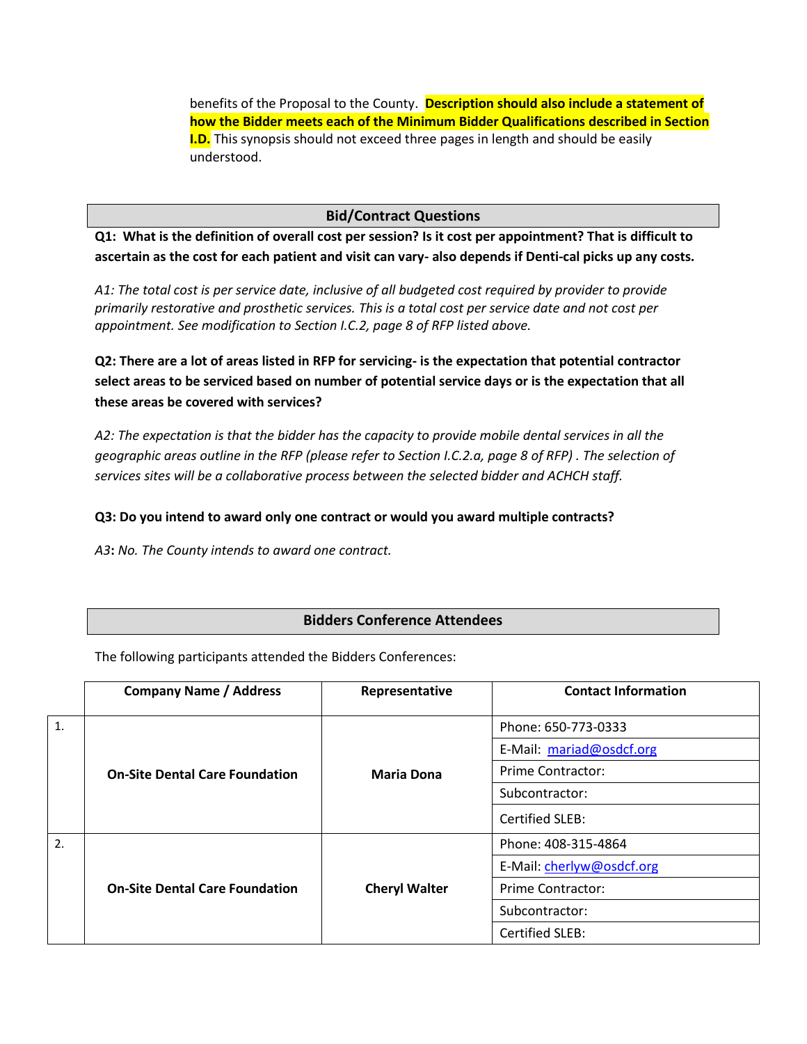benefits of the Proposal to the County. **Description should also include a statement of how the Bidder meets each of the Minimum Bidder Qualifications described in Section I.D.** This synopsis should not exceed three pages in length and should be easily understood.

## Bid/Contract Questions

**Q1: What is the definition of overall cost per session? Is it cost per appointment? That is difficult to ascertain as the cost for each patient and visit can vary- also depends if Denti-cal picks up any costs.**

*A1: The total cost is per service date, inclusive of all budgeted cost required by provider to provide primarily restorative and prosthetic services. This is a total cost per service date and not cost per appointment. See modification to Section I.C.2, page 8 of RFP listed above.*

**Q2: There are a lot of areas listed in RFP for servicing- is the expectation that potential contractor select areas to be serviced based on number of potential service days or is the expectation that all these areas be covered with services?**

*A2: The expectation is that the bidder has the capacity to provide mobile dental services in all the geographic areas outline in the RFP (please refer to Section I.C.2.a, page 8 of RFP) . The selection of services sites will be a collaborative process between the selected bidder and ACHCH staff.*

**Q3: Do you intend to award only one contract or would you award multiple contracts?**

*A3***:** *No. The County intends to award one contract.*

## Bidders Conference Attendees

The following participants attended the Bidders Conferences:

| | Company Name / Address | Representative | Contact Information |
|---|---|---|---|
| 1. | **On-Site Dental Care Foundation** | **Maria Dona** | Phone: 650-773-0333 |
| | | | E-Mail: mariad@osdcf.org |
| | | | Prime Contractor: |
| | | | Subcontractor: |
| | | | Certified SLEB: |
| 2. | **On-Site Dental Care Foundation** | **Cheryl Walter** | Phone: 408-315-4864 |
| | | | E-Mail: cherlyw@osdcf.org |
| | | | Prime Contractor: |
| | | | Subcontractor: |
| | | | Certified SLEB: |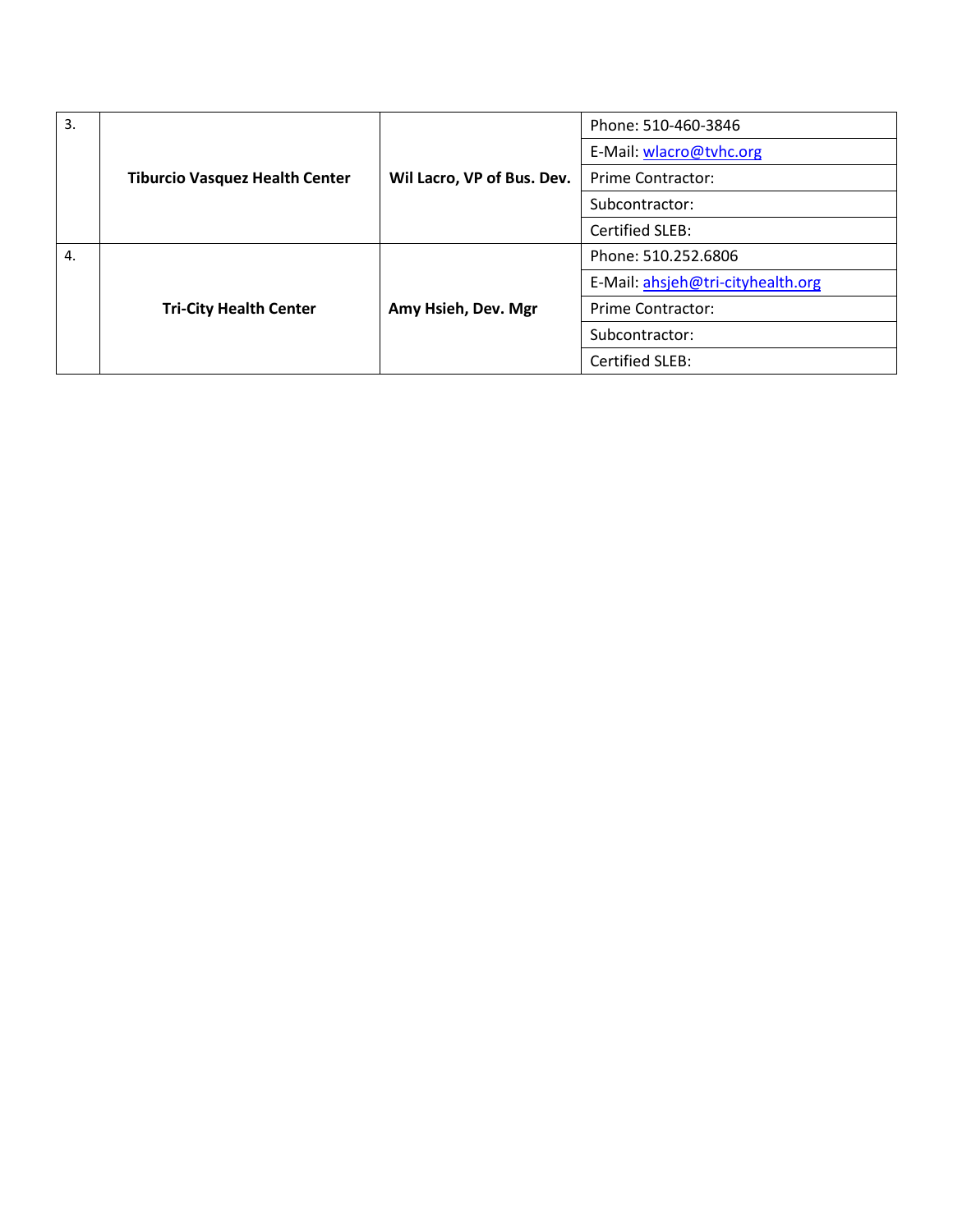| | | | |
|---|---|---|---|
| 3. | **Tiburcio Vasquez Health Center** | **Wil Lacro, VP of Bus. Dev.** | Phone: 510-460-3846 |
| | | | E-Mail: wlacro@tvhc.org |
| | | | Prime Contractor: |
| | | | Subcontractor: |
| | | | Certified SLEB: |
| 4. | **Tri-City Health Center** | **Amy Hsieh, Dev. Mgr** | Phone: 510.252.6806 |
| | | | E-Mail: ahsjeh@tri-cityhealth.org |
| | | | Prime Contractor: |
| | | | Subcontractor: |
| | | | Certified SLEB: |